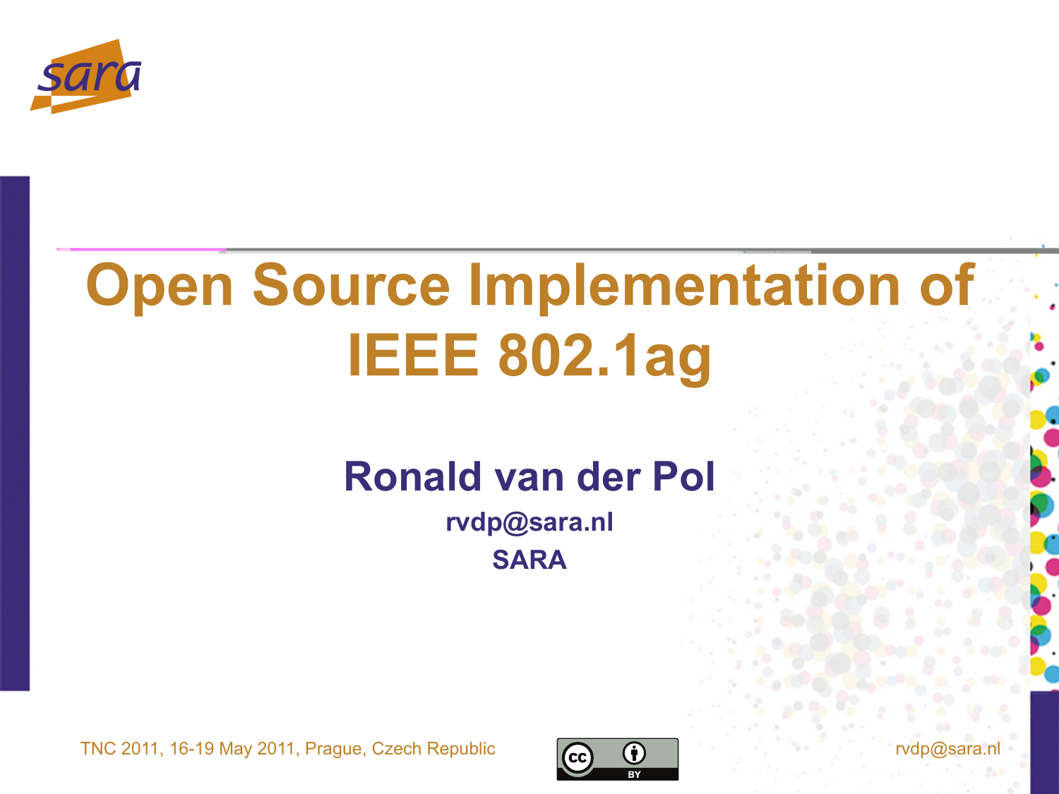# Open Source Implementation of IEEE 802.1ag

**Ronald van der Pol**

**rvdp@sara.nl**

**SARA**

TNC 2011, 16-19 May 2011, Prague, Czech Republic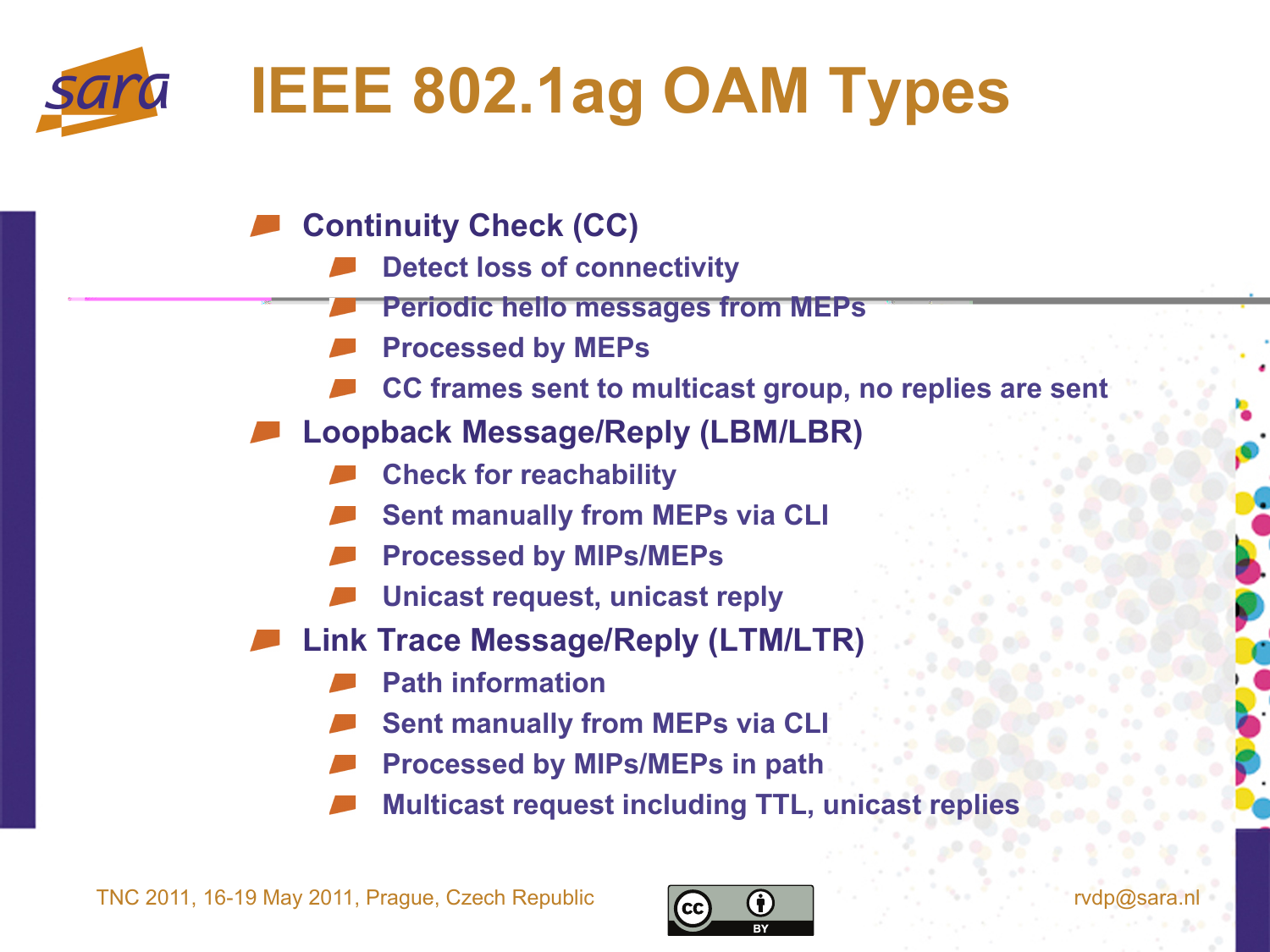# IEEE 802.1ag OAM Types

- Continuity Check (CC)
  - Detect loss of connectivity
  - Periodic hello messages from MEPs
  - Processed by MEPs
  - CC frames sent to multicast group, no replies are sent
- Loopback Message/Reply (LBM/LBR)
  - Check for reachability
  - Sent manually from MEPs via CLI
  - Processed by MIPs/MEPs
  - Unicast request, unicast reply
- Link Trace Message/Reply (LTM/LTR)
  - Path information
  - Sent manually from MEPs via CLI
  - Processed by MIPs/MEPs in path
  - Multicast request including TTL, unicast replies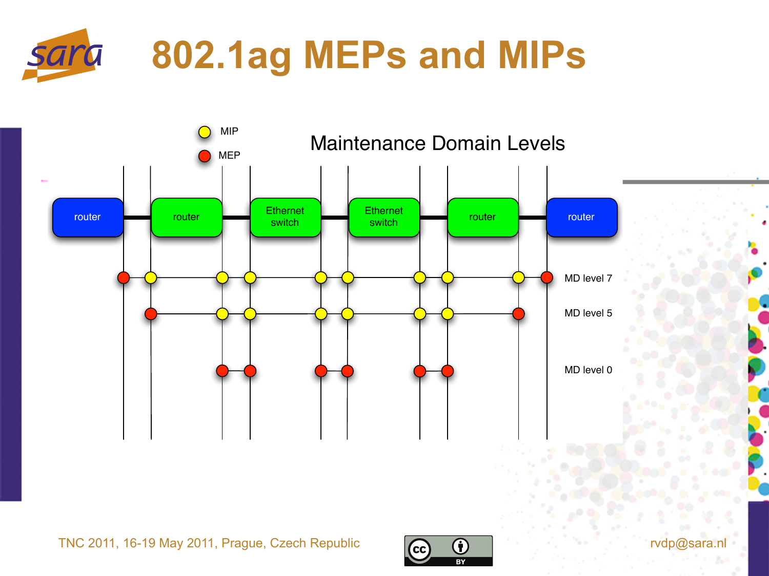# 802.1ag MEPs and MIPs

MIP

MEP

Maintenance Domain Levels

router | router | Ethernet switch | Ethernet switch | router | router

MD level 7

MD level 5

MD level 0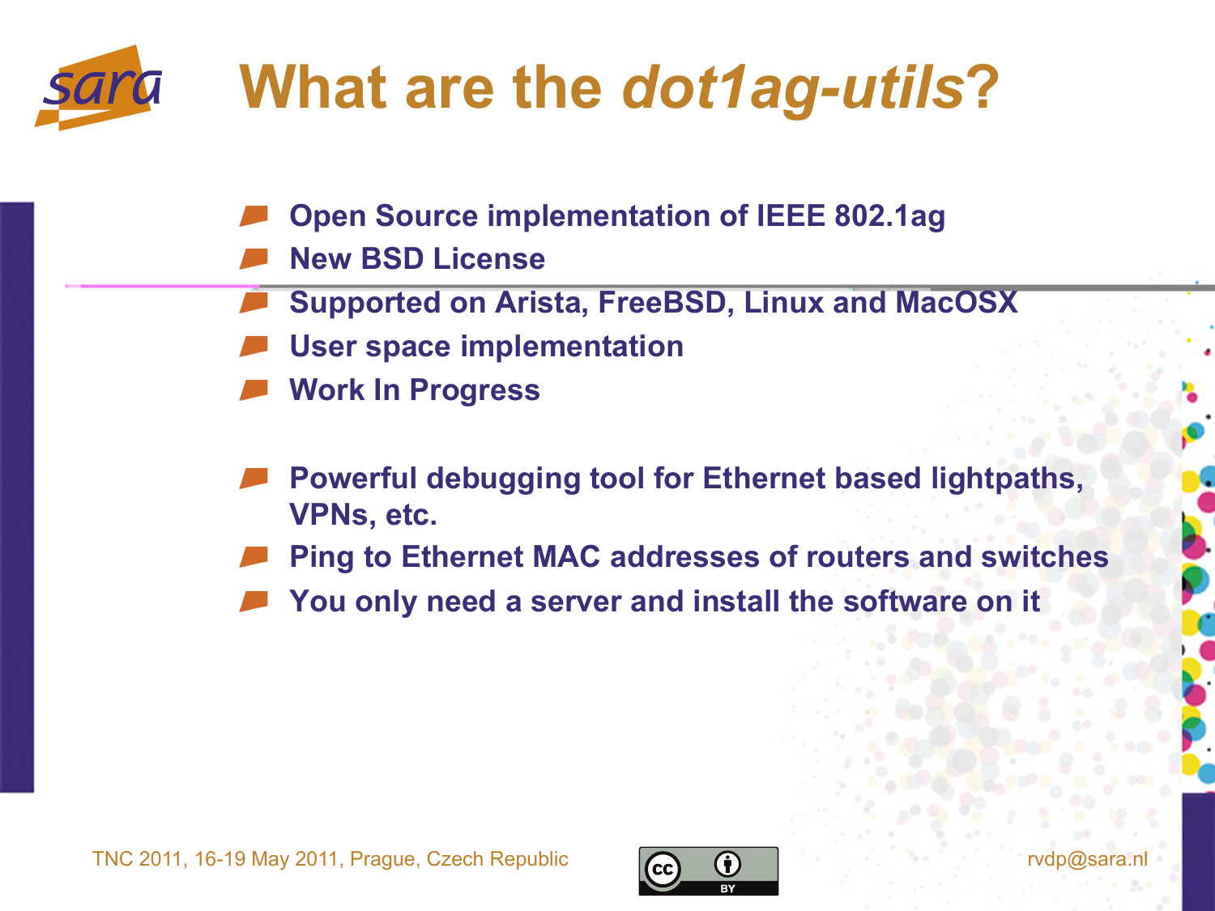# What are the *dot1ag-utils*?

- Open Source implementation of IEEE 802.1ag
- New BSD License
- Supported on Arista, FreeBSD, Linux and MacOSX
- User space implementation
- Work In Progress

- Powerful debugging tool for Ethernet based lightpaths, VPNs, etc.
- Ping to Ethernet MAC addresses of routers and switches
- You only need a server and install the software on it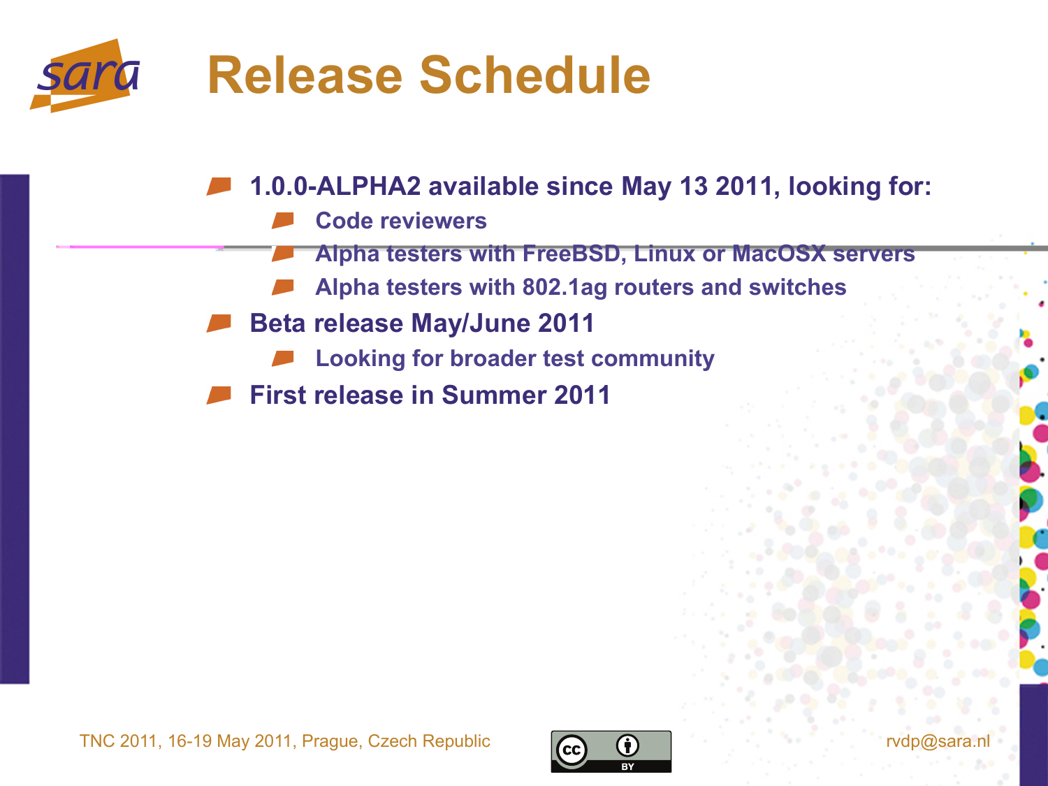# Release Schedule

- 1.0.0-ALPHA2 available since May 13 2011, looking for:
  - Code reviewers
  - Alpha testers with FreeBSD, Linux or MacOSX servers
  - Alpha testers with 802.1ag routers and switches
- Beta release May/June 2011
  - Looking for broader test community
- First release in Summer 2011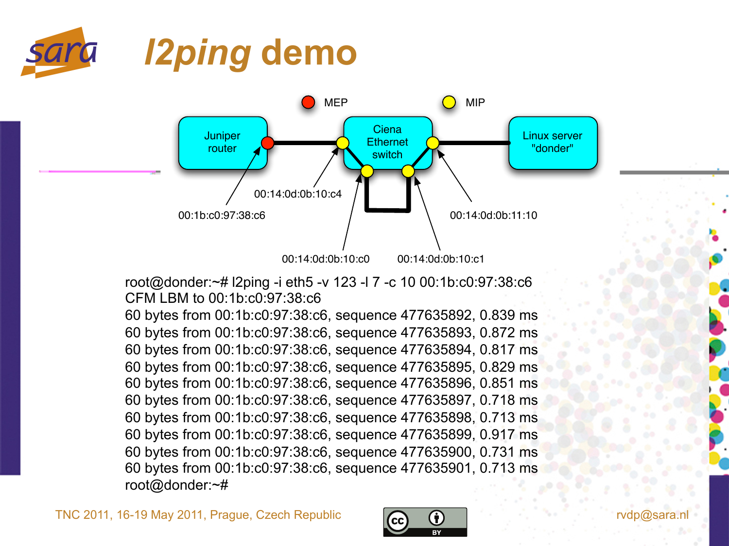# l2ping demo

MEP MIP

Juniper router — Ciena Ethernet switch — Linux server "donder"

00:1b:c0:97:38:c6

00:14:0d:0b:10:c4

00:14:0d:0b:11:10

00:14:0d:0b:10:c0

00:14:0d:0b:10:c1

```
root@donder:~# l2ping -i eth5 -v 123 -l 7 -c 10 00:1b:c0:97:38:c6
CFM LBM to 00:1b:c0:97:38:c6
60 bytes from 00:1b:c0:97:38:c6, sequence 477635892, 0.839 ms
60 bytes from 00:1b:c0:97:38:c6, sequence 477635893, 0.872 ms
60 bytes from 00:1b:c0:97:38:c6, sequence 477635894, 0.817 ms
60 bytes from 00:1b:c0:97:38:c6, sequence 477635895, 0.829 ms
60 bytes from 00:1b:c0:97:38:c6, sequence 477635896, 0.851 ms
60 bytes from 00:1b:c0:97:38:c6, sequence 477635897, 0.718 ms
60 bytes from 00:1b:c0:97:38:c6, sequence 477635898, 0.713 ms
60 bytes from 00:1b:c0:97:38:c6, sequence 477635899, 0.917 ms
60 bytes from 00:1b:c0:97:38:c6, sequence 477635900, 0.731 ms
60 bytes from 00:1b:c0:97:38:c6, sequence 477635901, 0.713 ms
root@donder:~#
```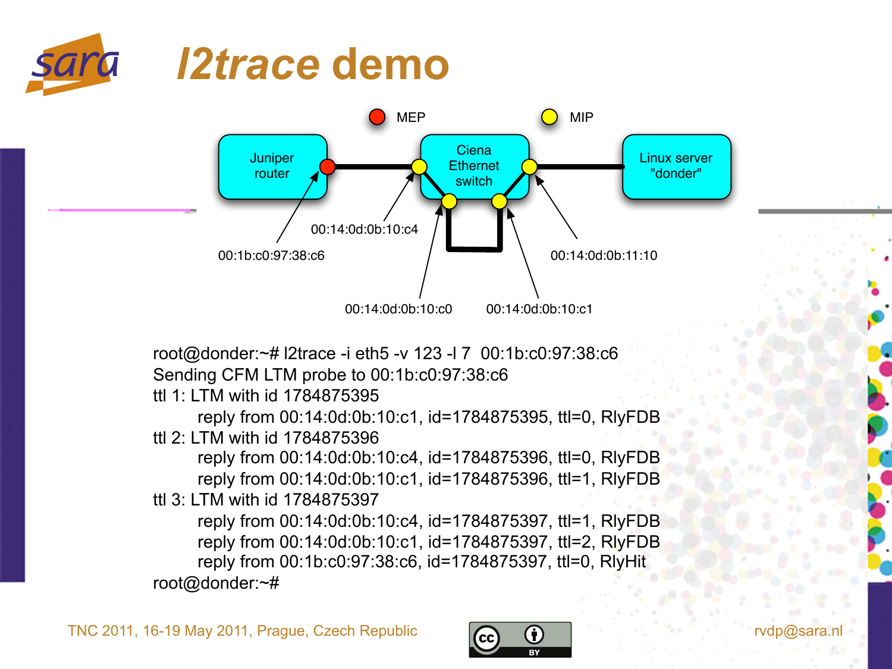# l2trace demo

MEP MIP

Juniper router — Ciena Ethernet switch — Linux server "donder"

00:1b:c0:97:38:c6

00:14:0d:0b:10:c4

00:14:0d:0b:10:c0

00:14:0d:0b:10:c1

00:14:0d:0b:11:10

```
root@donder:~# l2trace -i eth5 -v 123 -l 7  00:1b:c0:97:38:c6
Sending CFM LTM probe to 00:1b:c0:97:38:c6
ttl 1: LTM with id 1784875395
        reply from 00:14:0d:0b:10:c1, id=1784875395, ttl=0, RlyFDB
ttl 2: LTM with id 1784875396
        reply from 00:14:0d:0b:10:c4, id=1784875396, ttl=0, RlyFDB
        reply from 00:14:0d:0b:10:c1, id=1784875396, ttl=1, RlyFDB
ttl 3: LTM with id 1784875397
        reply from 00:14:0d:0b:10:c4, id=1784875397, ttl=1, RlyFDB
        reply from 00:14:0d:0b:10:c1, id=1784875397, ttl=2, RlyFDB
        reply from 00:1b:c0:97:38:c6, id=1784875397, ttl=0, RlyHit
root@donder:~#
```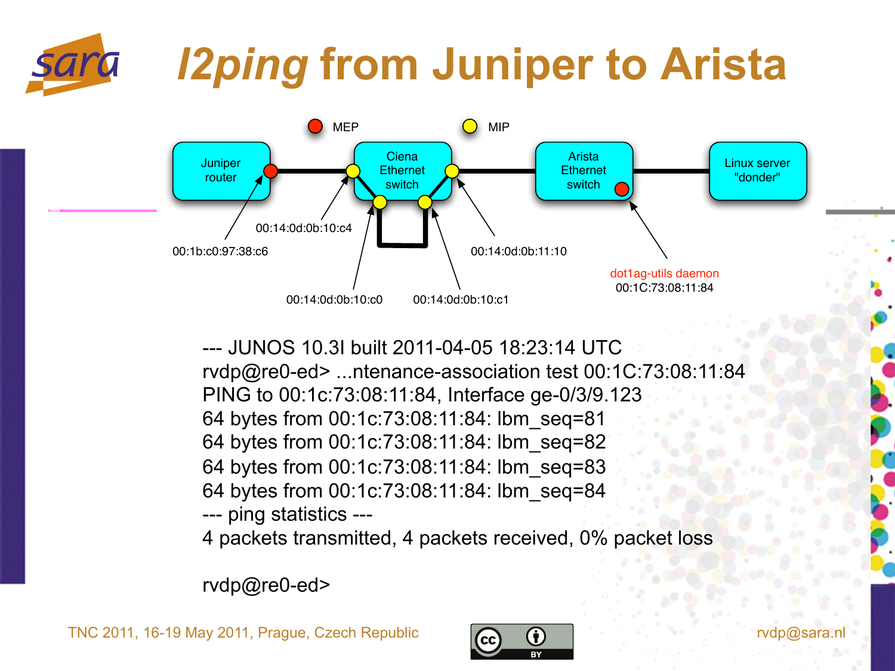# *l2ping* from Juniper to Arista

MEP

MIP

Juniper router

Ciena Ethernet switch

Arista Ethernet switch

Linux server "donder"

00:1b:c0:97:38:c6

00:14:0d:0b:10:c4

00:14:0d:0b:10:c0

00:14:0d:0b:10:c1

00:14:0d:0b:11:10

dot1ag-utils daemon
00:1C:73:08:11:84

```
--- JUNOS 10.3I built 2011-04-05 18:23:14 UTC
rvdp@re0-ed> ...ntenance-association test 00:1C:73:08:11:84
PING to 00:1c:73:08:11:84, Interface ge-0/3/9.123
64 bytes from 00:1c:73:08:11:84: lbm_seq=81
64 bytes from 00:1c:73:08:11:84: lbm_seq=82
64 bytes from 00:1c:73:08:11:84: lbm_seq=83
64 bytes from 00:1c:73:08:11:84: lbm_seq=84
--- ping statistics ---
4 packets transmitted, 4 packets received, 0% packet loss

rvdp@re0-ed>
```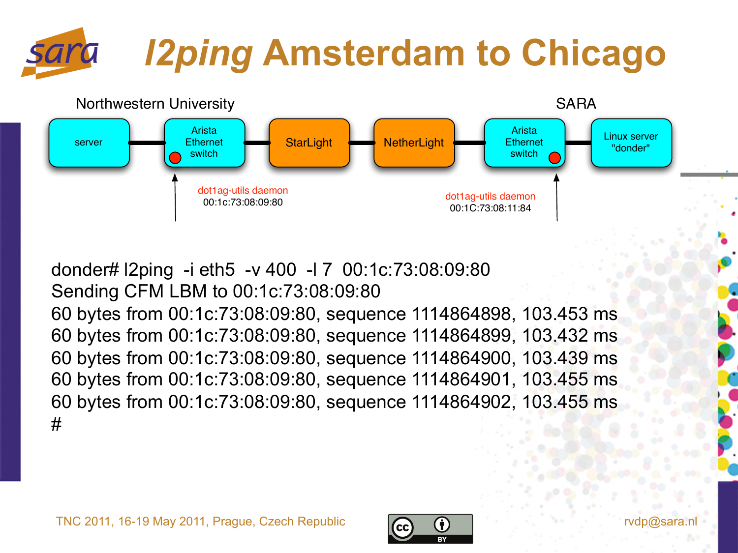# *l2ping* Amsterdam to Chicago

Northwestern University — SARA

server — Arista Ethernet switch — StarLight — NetherLight — Arista Ethernet switch — Linux server "donder"

dot1ag-utils daemon 00:1c:73:08:09:80

dot1ag-utils daemon 00:1C:73:08:11:84

```
donder# l2ping  -i eth5  -v 400  -l 7  00:1c:73:08:09:80
Sending CFM LBM to 00:1c:73:08:09:80
60 bytes from 00:1c:73:08:09:80, sequence 1114864898, 103.453 ms
60 bytes from 00:1c:73:08:09:80, sequence 1114864899, 103.432 ms
60 bytes from 00:1c:73:08:09:80, sequence 1114864900, 103.439 ms
60 bytes from 00:1c:73:08:09:80, sequence 1114864901, 103.455 ms
60 bytes from 00:1c:73:08:09:80, sequence 1114864902, 103.455 ms
#
```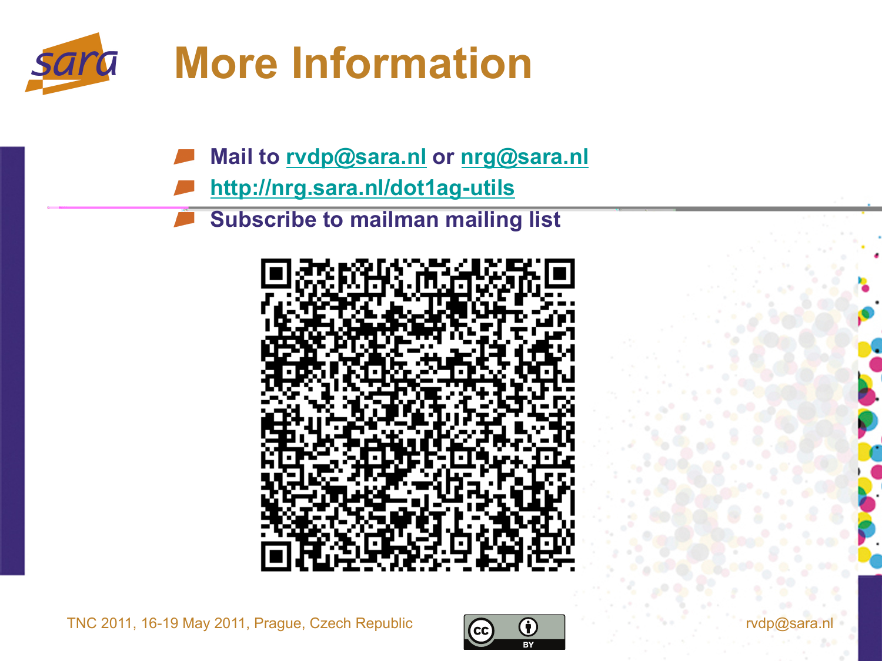# More Information

- Mail to rvdp@sara.nl or nrg@sara.nl
- http://nrg.sara.nl/dot1ag-utils
- Subscribe to mailman mailing list